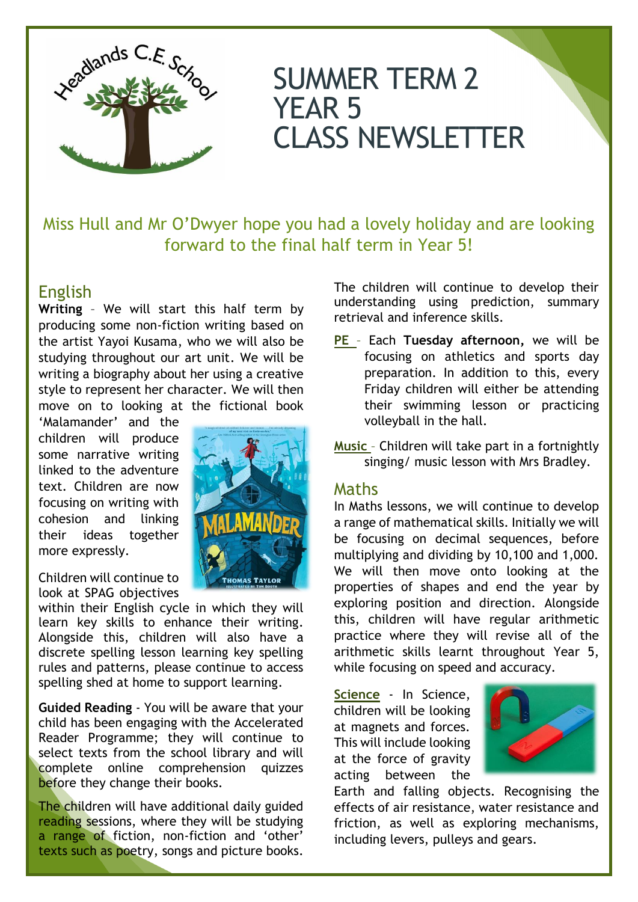# SUMMER TERM 2
# YEAR 5
# CLASS NEWSLETTER

Miss Hull and Mr O'Dwyer hope you had a lovely holiday and are looking forward to the final half term in Year 5!

## English

**Writing** – We will start this half term by producing some non-fiction writing based on the artist Yayoi Kusama, who we will also be studying throughout our art unit. We will be writing a biography about her using a creative style to represent her character. We will then move on to looking at the fictional book 'Malamander' and the children will produce some narrative writing linked to the adventure text. Children are now focusing on writing with cohesion and linking their ideas together more expressly.

Children will continue to look at SPAG objectives within their English cycle in which they will learn key skills to enhance their writing. Alongside this, children will also have a discrete spelling lesson learning key spelling rules and patterns, please continue to access spelling shed at home to support learning.

**Guided Reading** - You will be aware that your child has been engaging with the Accelerated Reader Programme; they will continue to select texts from the school library and will complete online comprehension quizzes before they change their books.

The children will have additional daily guided reading sessions, where they will be studying a range of fiction, non-fiction and 'other' texts such as poetry, songs and picture books.

The children will continue to develop their understanding using prediction, summary retrieval and inference skills.

**PE** – Each **Tuesday afternoon,** we will be focusing on athletics and sports day preparation. In addition to this, every Friday children will either be attending their swimming lesson or practicing volleyball in the hall.

**Music** – Children will take part in a fortnightly singing/ music lesson with Mrs Bradley.

## Maths

In Maths lessons, we will continue to develop a range of mathematical skills. Initially we will be focusing on decimal sequences, before multiplying and dividing by 10,100 and 1,000. We will then move onto looking at the properties of shapes and end the year by exploring position and direction. Alongside this, children will have regular arithmetic practice where they will revise all of the arithmetic skills learnt throughout Year 5, while focusing on speed and accuracy.

**Science** - In Science, children will be looking at magnets and forces. This will include looking at the force of gravity acting between the Earth and falling objects. Recognising the effects of air resistance, water resistance and friction, as well as exploring mechanisms, including levers, pulleys and gears.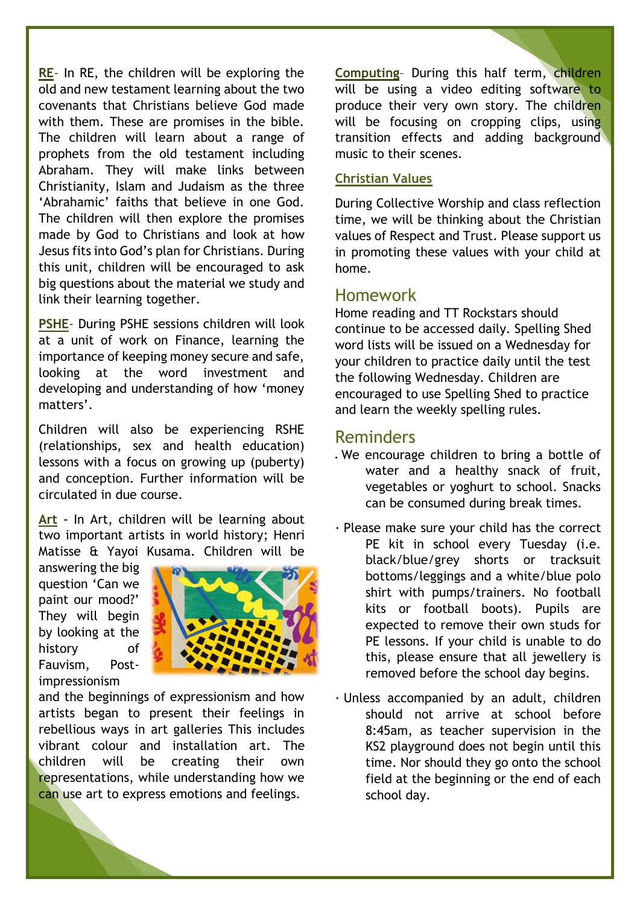**RE**- In RE, the children will be exploring the old and new testament learning about the two covenants that Christians believe God made with them. These are promises in the bible. The children will learn about a range of prophets from the old testament including Abraham. They will make links between Christianity, Islam and Judaism as the three 'Abrahamic' faiths that believe in one God. The children will then explore the promises made by God to Christians and look at how Jesus fits into God's plan for Christians. During this unit, children will be encouraged to ask big questions about the material we study and link their learning together.

**PSHE**- During PSHE sessions children will look at a unit of work on Finance, learning the importance of keeping money secure and safe, looking at the word investment and developing and understanding of how 'money matters'.

Children will also be experiencing RSHE (relationships, sex and health education) lessons with a focus on growing up (puberty) and conception. Further information will be circulated in due course.

**Art** - In Art, children will be learning about two important artists in world history; Henri Matisse & Yayoi Kusama. Children will be answering the big question 'Can we paint our mood?' They will begin by looking at the history of Fauvism, Post-impressionism and the beginnings of expressionism and how artists began to present their feelings in rebellious ways in art galleries This includes vibrant colour and installation art. The children will be creating their own representations, while understanding how we can use art to express emotions and feelings.

**Computing**- During this half term, children will be using a video editing software to produce their very own story. The children will be focusing on cropping clips, using transition effects and adding background music to their scenes.

**Christian Values**

During Collective Worship and class reflection time, we will be thinking about the Christian values of Respect and Trust. Please support us in promoting these values with your child at home.

## Homework

Home reading and TT Rockstars should continue to be accessed daily. Spelling Shed word lists will be issued on a Wednesday for your children to practice daily until the test the following Wednesday. Children are encouraged to use Spelling Shed to practice and learn the weekly spelling rules.

## Reminders

- We encourage children to bring a bottle of water and a healthy snack of fruit, vegetables or yoghurt to school. Snacks can be consumed during break times.
- Please make sure your child has the correct PE kit in school every Tuesday (i.e. black/blue/grey shorts or tracksuit bottoms/leggings and a white/blue polo shirt with pumps/trainers. No football kits or football boots). Pupils are expected to remove their own studs for PE lessons. If your child is unable to do this, please ensure that all jewellery is removed before the school day begins.
- Unless accompanied by an adult, children should not arrive at school before 8:45am, as teacher supervision in the KS2 playground does not begin until this time. Nor should they go onto the school field at the beginning or the end of each school day.